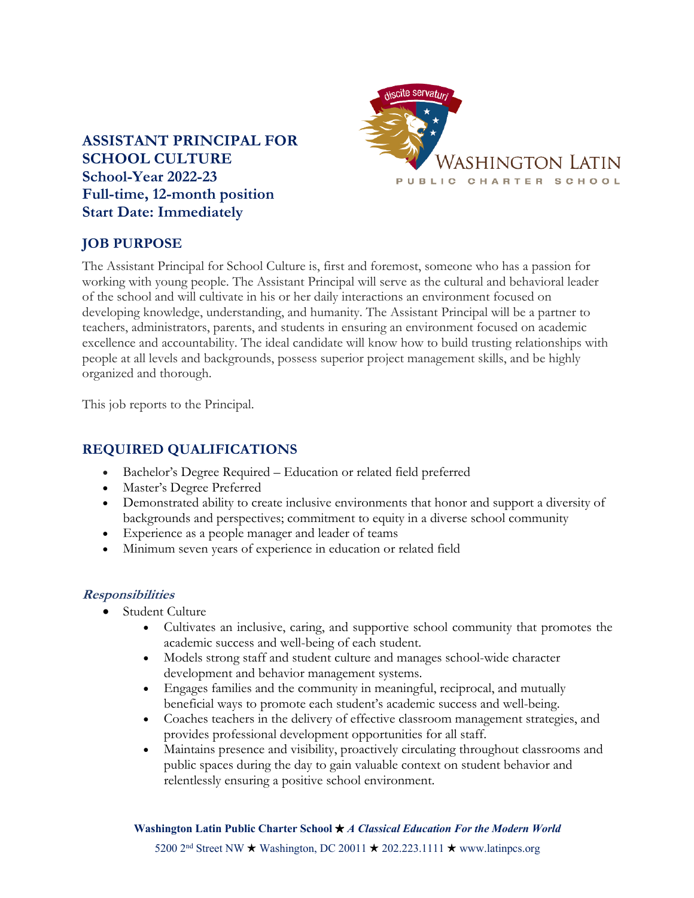# ASSISTANT PRINCIPAL FOR SCHOOL CULTURE

**School-Year 2022-23**
**Full-time, 12-month position**
**Start Date: Immediately**

## JOB PURPOSE

The Assistant Principal for School Culture is, first and foremost, someone who has a passion for working with young people. The Assistant Principal will serve as the cultural and behavioral leader of the school and will cultivate in his or her daily interactions an environment focused on developing knowledge, understanding, and humanity. The Assistant Principal will be a partner to teachers, administrators, parents, and students in ensuring an environment focused on academic excellence and accountability. The ideal candidate will know how to build trusting relationships with people at all levels and backgrounds, possess superior project management skills, and be highly organized and thorough.

This job reports to the Principal.

## REQUIRED QUALIFICATIONS

- Bachelor's Degree Required – Education or related field preferred
- Master's Degree Preferred
- Demonstrated ability to create inclusive environments that honor and support a diversity of backgrounds and perspectives; commitment to equity in a diverse school community
- Experience as a people manager and leader of teams
- Minimum seven years of experience in education or related field

### *Responsibilities*

- Student Culture
  - Cultivates an inclusive, caring, and supportive school community that promotes the academic success and well-being of each student.
  - Models strong staff and student culture and manages school-wide character development and behavior management systems.
  - Engages families and the community in meaningful, reciprocal, and mutually beneficial ways to promote each student's academic success and well-being.
  - Coaches teachers in the delivery of effective classroom management strategies, and provides professional development opportunities for all staff.
  - Maintains presence and visibility, proactively circulating throughout classrooms and public spaces during the day to gain valuable context on student behavior and relentlessly ensuring a positive school environment.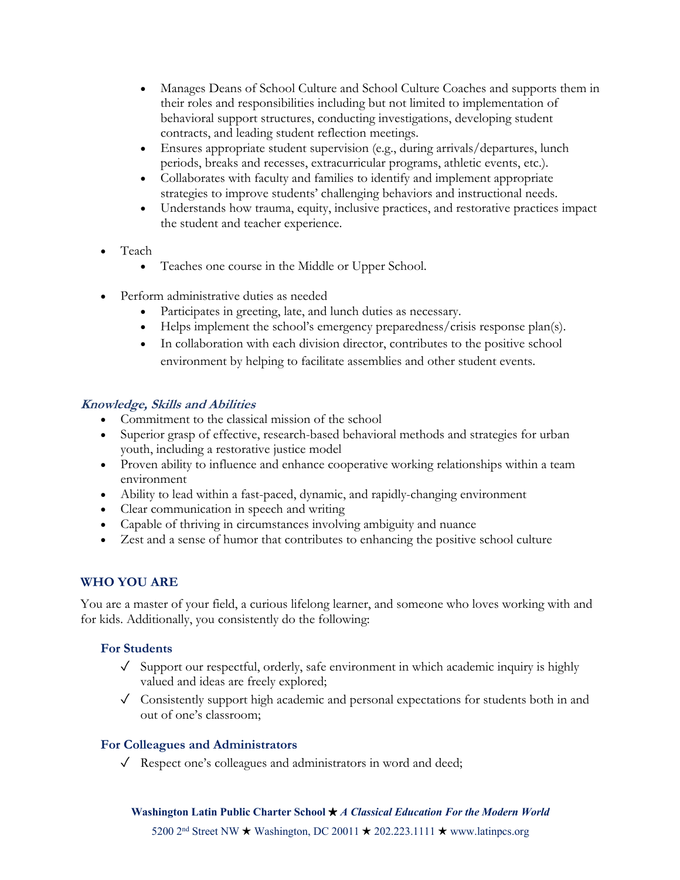- Manages Deans of School Culture and School Culture Coaches and supports them in their roles and responsibilities including but not limited to implementation of behavioral support structures, conducting investigations, developing student contracts, and leading student reflection meetings.
- Ensures appropriate student supervision (e.g., during arrivals/departures, lunch periods, breaks and recesses, extracurricular programs, athletic events, etc.).
- Collaborates with faculty and families to identify and implement appropriate strategies to improve students' challenging behaviors and instructional needs.
- Understands how trauma, equity, inclusive practices, and restorative practices impact the student and teacher experience.

- Teach
  - Teaches one course in the Middle or Upper School.

- Perform administrative duties as needed
  - Participates in greeting, late, and lunch duties as necessary.
  - Helps implement the school's emergency preparedness/crisis response plan(s).
  - In collaboration with each division director, contributes to the positive school environment by helping to facilitate assemblies and other student events.

### *Knowledge, Skills and Abilities*

- Commitment to the classical mission of the school
- Superior grasp of effective, research-based behavioral methods and strategies for urban youth, including a restorative justice model
- Proven ability to influence and enhance cooperative working relationships within a team environment
- Ability to lead within a fast-paced, dynamic, and rapidly-changing environment
- Clear communication in speech and writing
- Capable of thriving in circumstances involving ambiguity and nuance
- Zest and a sense of humor that contributes to enhancing the positive school culture

## WHO YOU ARE

You are a master of your field, a curious lifelong learner, and someone who loves working with and for kids. Additionally, you consistently do the following:

### For Students

✓ Support our respectful, orderly, safe environment in which academic inquiry is highly valued and ideas are freely explored;

✓ Consistently support high academic and personal expectations for students both in and out of one's classroom;

### For Colleagues and Administrators

✓ Respect one's colleagues and administrators in word and deed;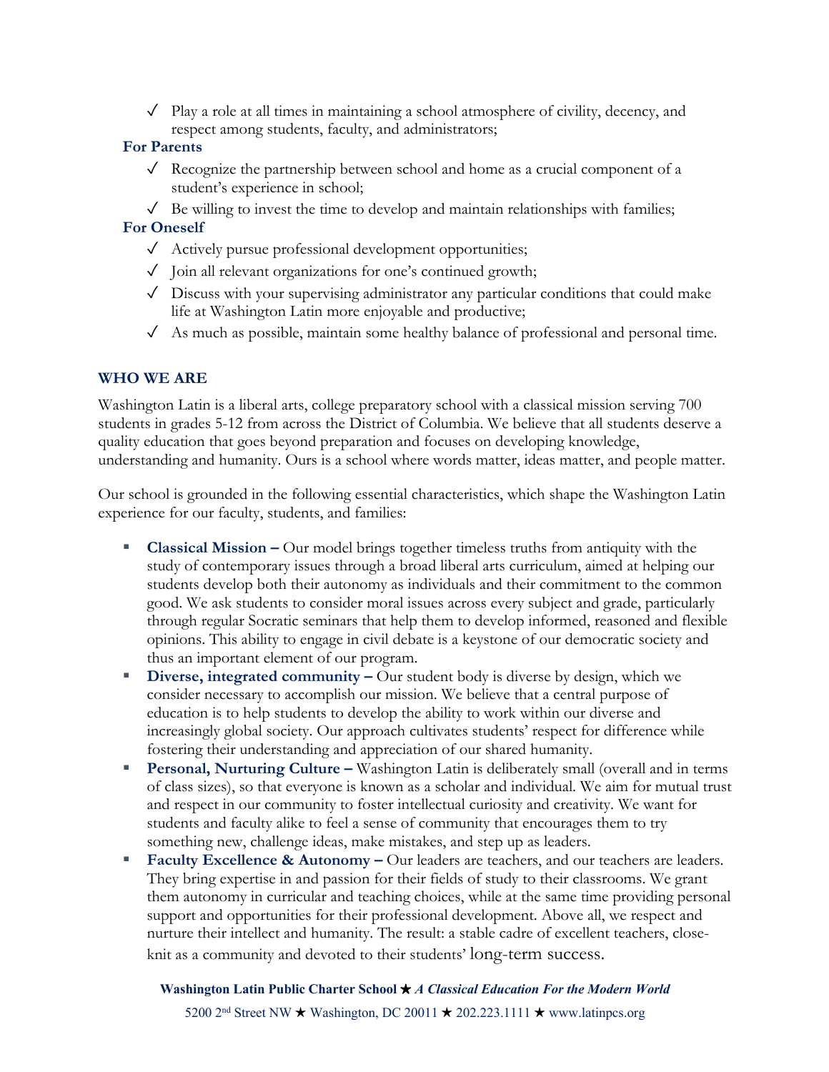- ✓ Play a role at all times in maintaining a school atmosphere of civility, decency, and respect among students, faculty, and administrators;

**For Parents**

- ✓ Recognize the partnership between school and home as a crucial component of a student's experience in school;
- ✓ Be willing to invest the time to develop and maintain relationships with families;

**For Oneself**

- ✓ Actively pursue professional development opportunities;
- ✓ Join all relevant organizations for one's continued growth;
- ✓ Discuss with your supervising administrator any particular conditions that could make life at Washington Latin more enjoyable and productive;
- ✓ As much as possible, maintain some healthy balance of professional and personal time.

## WHO WE ARE

Washington Latin is a liberal arts, college preparatory school with a classical mission serving 700 students in grades 5-12 from across the District of Columbia. We believe that all students deserve a quality education that goes beyond preparation and focuses on developing knowledge, understanding and humanity. Ours is a school where words matter, ideas matter, and people matter.

Our school is grounded in the following essential characteristics, which shape the Washington Latin experience for our faculty, students, and families:

- **Classical Mission –** Our model brings together timeless truths from antiquity with the study of contemporary issues through a broad liberal arts curriculum, aimed at helping our students develop both their autonomy as individuals and their commitment to the common good. We ask students to consider moral issues across every subject and grade, particularly through regular Socratic seminars that help them to develop informed, reasoned and flexible opinions. This ability to engage in civil debate is a keystone of our democratic society and thus an important element of our program.
- **Diverse, integrated community –** Our student body is diverse by design, which we consider necessary to accomplish our mission. We believe that a central purpose of education is to help students to develop the ability to work within our diverse and increasingly global society. Our approach cultivates students' respect for difference while fostering their understanding and appreciation of our shared humanity.
- **Personal, Nurturing Culture –** Washington Latin is deliberately small (overall and in terms of class sizes), so that everyone is known as a scholar and individual. We aim for mutual trust and respect in our community to foster intellectual curiosity and creativity. We want for students and faculty alike to feel a sense of community that encourages them to try something new, challenge ideas, make mistakes, and step up as leaders.
- **Faculty Excellence & Autonomy –** Our leaders are teachers, and our teachers are leaders. They bring expertise in and passion for their fields of study to their classrooms. We grant them autonomy in curricular and teaching choices, while at the same time providing personal support and opportunities for their professional development. Above all, we respect and nurture their intellect and humanity. The result: a stable cadre of excellent teachers, close-knit as a community and devoted to their students' long-term success.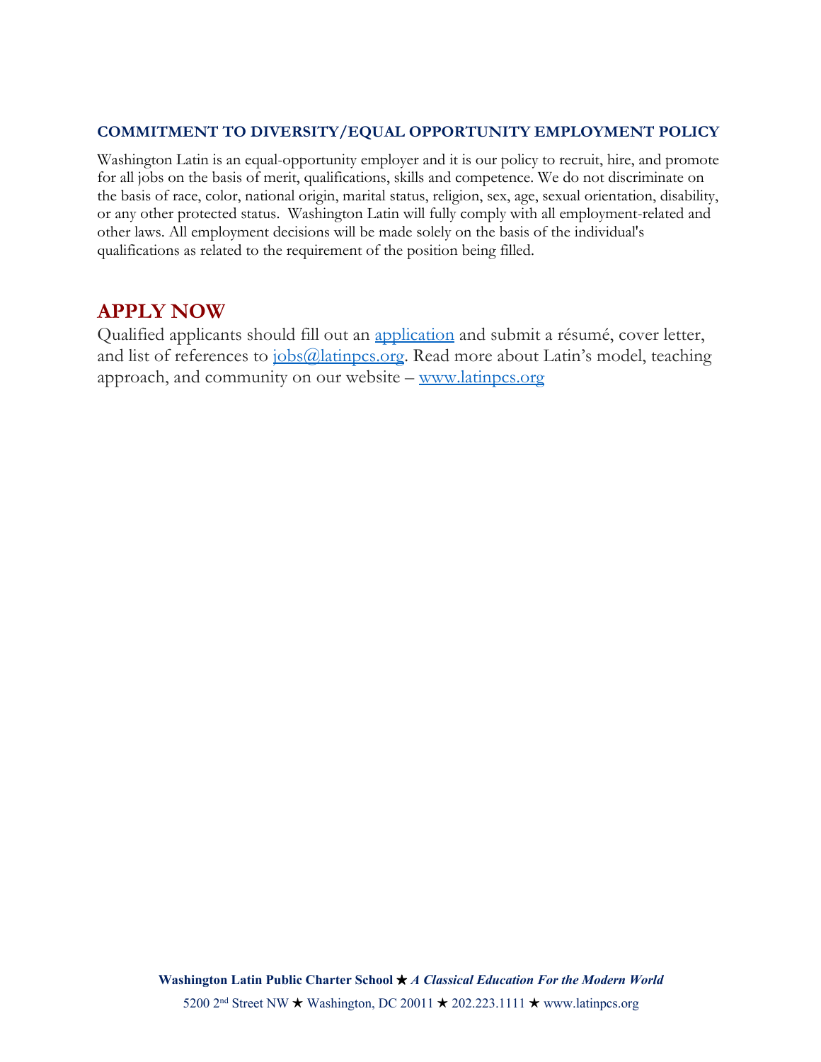## COMMITMENT TO DIVERSITY/EQUAL OPPORTUNITY EMPLOYMENT POLICY

Washington Latin is an equal-opportunity employer and it is our policy to recruit, hire, and promote for all jobs on the basis of merit, qualifications, skills and competence. We do not discriminate on the basis of race, color, national origin, marital status, religion, sex, age, sexual orientation, disability, or any other protected status. Washington Latin will fully comply with all employment-related and other laws. All employment decisions will be made solely on the basis of the individual's qualifications as related to the requirement of the position being filled.

# APPLY NOW

Qualified applicants should fill out an application and submit a résumé, cover letter, and list of references to jobs@latinpcs.org. Read more about Latin's model, teaching approach, and community on our website – www.latinpcs.org